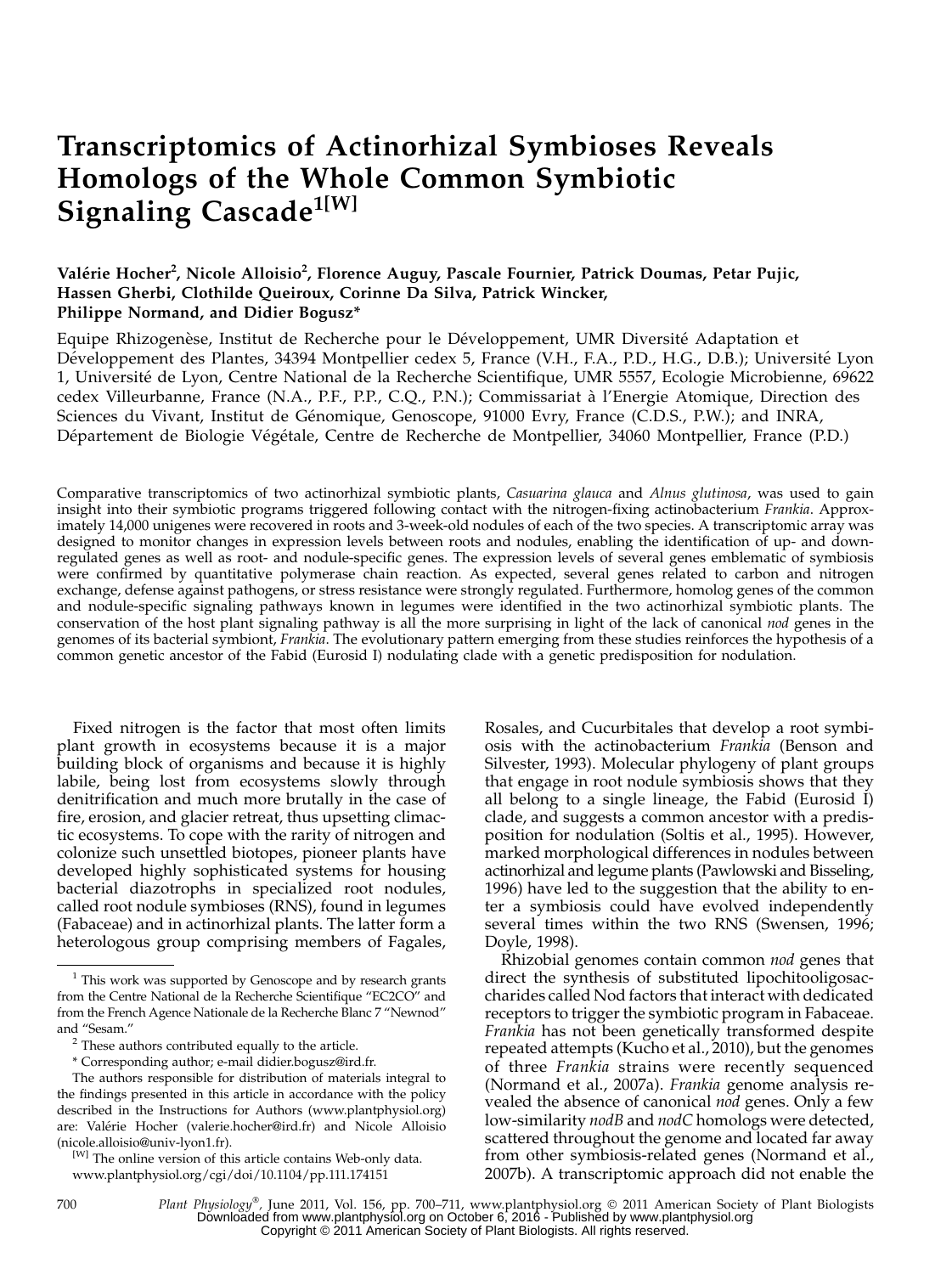# Transcriptomics of Actinorhizal Symbioses Reveals Homologs of the Whole Common Symbiotic Signaling Cascade[1[W]]

**Valérie Hocher[2], Nicole Alloisio[2], Florence Auguy, Pascale Fournier, Patrick Doumas, Petar Pujic, Hassen Gherbi, Clothilde Queiroux, Corinne Da Silva, Patrick Wincker, Philippe Normand, and Didier Bogusz***

Equipe Rhizogenèse, Institut de Recherche pour le Développement, UMR Diversité Adaptation et Développement des Plantes, 34394 Montpellier cedex 5, France (V.H., F.A., P.D., H.G., D.B.); Université Lyon 1, Université de Lyon, Centre National de la Recherche Scientifique, UMR 5557, Ecologie Microbienne, 69622 cedex Villeurbanne, France (N.A., P.F., P.P., C.Q., P.N.); Commissariat à l'Energie Atomique, Direction des Sciences du Vivant, Institut de Génomique, Genoscope, 91000 Evry, France (C.D.S., P.W.); and INRA, Département de Biologie Végétale, Centre de Recherche de Montpellier, 34060 Montpellier, France (P.D.)

Comparative transcriptomics of two actinorhizal symbiotic plants, *Casuarina glauca* and *Alnus glutinosa*, was used to gain insight into their symbiotic programs triggered following contact with the nitrogen-fixing actinobacterium *Frankia*. Approximately 14,000 unigenes were recovered in roots and 3-week-old nodules of each of the two species. A transcriptomic array was designed to monitor changes in expression levels between roots and nodules, enabling the identification of up- and down-regulated genes as well as root- and nodule-specific genes. The expression levels of several genes emblematic of symbiosis were confirmed by quantitative polymerase chain reaction. As expected, several genes related to carbon and nitrogen exchange, defense against pathogens, or stress resistance were strongly regulated. Furthermore, homolog genes of the common and nodule-specific signaling pathways known in legumes were identified in the two actinorhizal symbiotic plants. The conservation of the host plant signaling pathway is all the more surprising in light of the lack of canonical *nod* genes in the genomes of its bacterial symbiont, *Frankia*. The evolutionary pattern emerging from these studies reinforces the hypothesis of a common genetic ancestor of the Fabid (Eurosid I) nodulating clade with a genetic predisposition for nodulation.

Fixed nitrogen is the factor that most often limits plant growth in ecosystems because it is a major building block of organisms and because it is highly labile, being lost from ecosystems slowly through denitrification and much more brutally in the case of fire, erosion, and glacier retreat, thus upsetting climactic ecosystems. To cope with the rarity of nitrogen and colonize such unsettled biotopes, pioneer plants have developed highly sophisticated systems for housing bacterial diazotrophs in specialized root nodules, called root nodule symbioses (RNS), found in legumes (Fabaceae) and in actinorhizal plants. The latter form a heterologous group comprising members of Fagales, Rosales, and Cucurbitales that develop a root symbiosis with the actinobacterium *Frankia* (Benson and Silvester, 1993). Molecular phylogeny of plant groups that engage in root nodule symbiosis shows that they all belong to a single lineage, the Fabid (Eurosid I) clade, and suggests a common ancestor with a predisposition for nodulation (Soltis et al., 1995). However, marked morphological differences in nodules between actinorhizal and legume plants (Pawlowski and Bisseling, 1996) have led to the suggestion that the ability to enter a symbiosis could have evolved independently several times within the two RNS (Swensen, 1996; Doyle, 1998).

Rhizobial genomes contain common *nod* genes that direct the synthesis of substituted lipochitooligosaccharides called Nod factors that interact with dedicated receptors to trigger the symbiotic program in Fabaceae. *Frankia* has not been genetically transformed despite repeated attempts (Kucho et al., 2010), but the genomes of three *Frankia* strains were recently sequenced (Normand et al., 2007a). *Frankia* genome analysis revealed the absence of canonical *nod* genes. Only a few low-similarity *nodB* and *nodC* homologs were detected, scattered throughout the genome and located far away from other symbiosis-related genes (Normand et al., 2007b). A transcriptomic approach did not enable the

---

[1] This work was supported by Genoscope and by research grants from the Centre National de la Recherche Scientifique "EC2CO" and from the French Agence Nationale de la Recherche Blanc 7 "Newnod" and "Sesam."

[2] These authors contributed equally to the article.

\* Corresponding author; e-mail didier.bogusz@ird.fr.

The authors responsible for distribution of materials integral to the findings presented in this article in accordance with the policy described in the Instructions for Authors (www.plantphysiol.org) are: Valérie Hocher (valerie.hocher@ird.fr) and Nicole Alloisio (nicole.alloisio@univ-lyon1.fr).

[W] The online version of this article contains Web-only data.

www.plantphysiol.org/cgi/doi/10.1104/pp.111.174151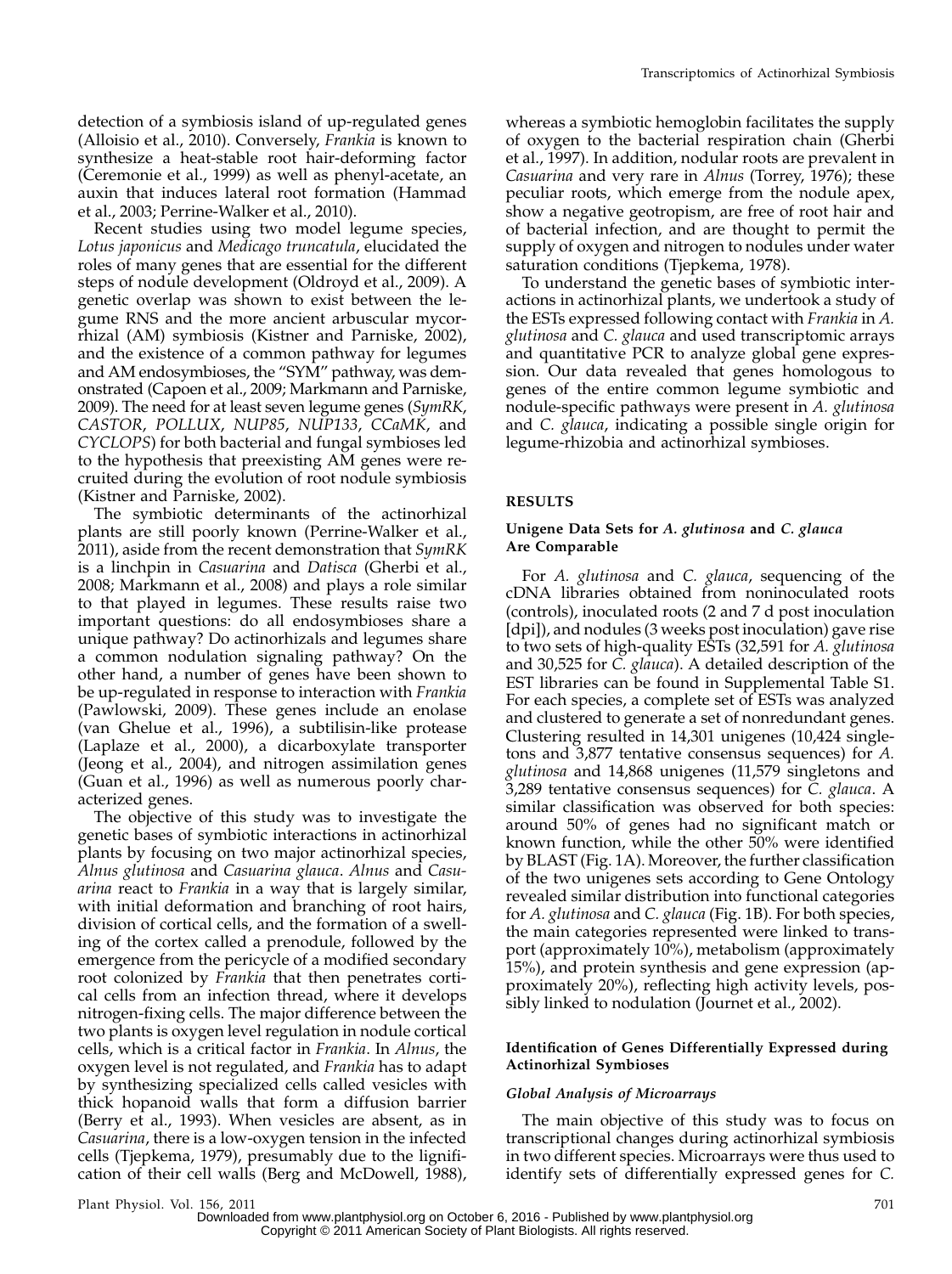detection of a symbiosis island of up-regulated genes (Alloisio et al., 2010). Conversely, *Frankia* is known to synthesize a heat-stable root hair-deforming factor (Ceremonie et al., 1999) as well as phenyl-acetate, an auxin that induces lateral root formation (Hammad et al., 2003; Perrine-Walker et al., 2010).

Recent studies using two model legume species, *Lotus japonicus* and *Medicago truncatula*, elucidated the roles of many genes that are essential for the different steps of nodule development (Oldroyd et al., 2009). A genetic overlap was shown to exist between the legume RNS and the more ancient arbuscular mycorrhizal (AM) symbiosis (Kistner and Parniske, 2002), and the existence of a common pathway for legumes and AM endosymbioses, the "SYM" pathway, was demonstrated (Capoen et al., 2009; Markmann and Parniske, 2009). The need for at least seven legume genes (*SymRK*, *CASTOR*, *POLLUX*, *NUP85*, *NUP133*, *CCaMK*, and *CYCLOPS*) for both bacterial and fungal symbioses led to the hypothesis that preexisting AM genes were recruited during the evolution of root nodule symbiosis (Kistner and Parniske, 2002).

The symbiotic determinants of the actinorhizal plants are still poorly known (Perrine-Walker et al., 2011), aside from the recent demonstration that *SymRK* is a linchpin in *Casuarina* and *Datisca* (Gherbi et al., 2008; Markmann et al., 2008) and plays a role similar to that played in legumes. These results raise two important questions: do all endosymbioses share a unique pathway? Do actinorhizals and legumes share a common nodulation signaling pathway? On the other hand, a number of genes have been shown to be up-regulated in response to interaction with *Frankia* (Pawlowski, 2009). These genes include an enolase (van Ghelue et al., 1996), a subtilisin-like protease (Laplaze et al., 2000), a dicarboxylate transporter (Jeong et al., 2004), and nitrogen assimilation genes (Guan et al., 1996) as well as numerous poorly characterized genes.

The objective of this study was to investigate the genetic bases of symbiotic interactions in actinorhizal plants by focusing on two major actinorhizal species, *Alnus glutinosa* and *Casuarina glauca*. *Alnus* and *Casuarina* react to *Frankia* in a way that is largely similar, with initial deformation and branching of root hairs, division of cortical cells, and the formation of a swelling of the cortex called a prenodule, followed by the emergence from the pericycle of a modified secondary root colonized by *Frankia* that then penetrates cortical cells from an infection thread, where it develops nitrogen-fixing cells. The major difference between the two plants is oxygen level regulation in nodule cortical cells, which is a critical factor in *Frankia*. In *Alnus*, the oxygen level is not regulated, and *Frankia* has to adapt by synthesizing specialized cells called vesicles with thick hopanoid walls that form a diffusion barrier (Berry et al., 1993). When vesicles are absent, as in *Casuarina*, there is a low-oxygen tension in the infected cells (Tjepkema, 1979), presumably due to the lignification of their cell walls (Berg and McDowell, 1988), whereas a symbiotic hemoglobin facilitates the supply of oxygen to the bacterial respiration chain (Gherbi et al., 1997). In addition, nodular roots are prevalent in *Casuarina* and very rare in *Alnus* (Torrey, 1976); these peculiar roots, which emerge from the nodule apex, show a negative geotropism, are free of root hair and of bacterial infection, and are thought to permit the supply of oxygen and nitrogen to nodules under water saturation conditions (Tjepkema, 1978).

To understand the genetic bases of symbiotic interactions in actinorhizal plants, we undertook a study of the ESTs expressed following contact with *Frankia* in *A. glutinosa* and *C. glauca* and used transcriptomic arrays and quantitative PCR to analyze global gene expression. Our data revealed that genes homologous to genes of the entire common legume symbiotic and nodule-specific pathways were present in *A. glutinosa* and *C. glauca*, indicating a possible single origin for legume-rhizobia and actinorhizal symbioses.

## RESULTS

### Unigene Data Sets for *A. glutinosa* and *C. glauca* Are Comparable

For *A. glutinosa* and *C. glauca*, sequencing of the cDNA libraries obtained from noninoculated roots (controls), inoculated roots (2 and 7 d post inoculation [dpi]), and nodules (3 weeks post inoculation) gave rise to two sets of high-quality ESTs (32,591 for *A. glutinosa* and 30,525 for *C. glauca*). A detailed description of the EST libraries can be found in Supplemental Table S1. For each species, a complete set of ESTs was analyzed and clustered to generate a set of nonredundant genes. Clustering resulted in 14,301 unigenes (10,424 singletons and 3,877 tentative consensus sequences) for *A. glutinosa* and 14,868 unigenes (11,579 singletons and 3,289 tentative consensus sequences) for *C. glauca*. A similar classification was observed for both species: around 50% of genes had no significant match or known function, while the other 50% were identified by BLAST (Fig. 1A). Moreover, the further classification of the two unigenes sets according to Gene Ontology revealed similar distribution into functional categories for *A. glutinosa* and *C. glauca* (Fig. 1B). For both species, the main categories represented were linked to transport (approximately 10%), metabolism (approximately 15%), and protein synthesis and gene expression (approximately 20%), reflecting high activity levels, possibly linked to nodulation (Journet et al., 2002).

### Identification of Genes Differentially Expressed during Actinorhizal Symbioses

#### *Global Analysis of Microarrays*

The main objective of this study was to focus on transcriptional changes during actinorhizal symbiosis in two different species. Microarrays were thus used to identify sets of differentially expressed genes for *C.*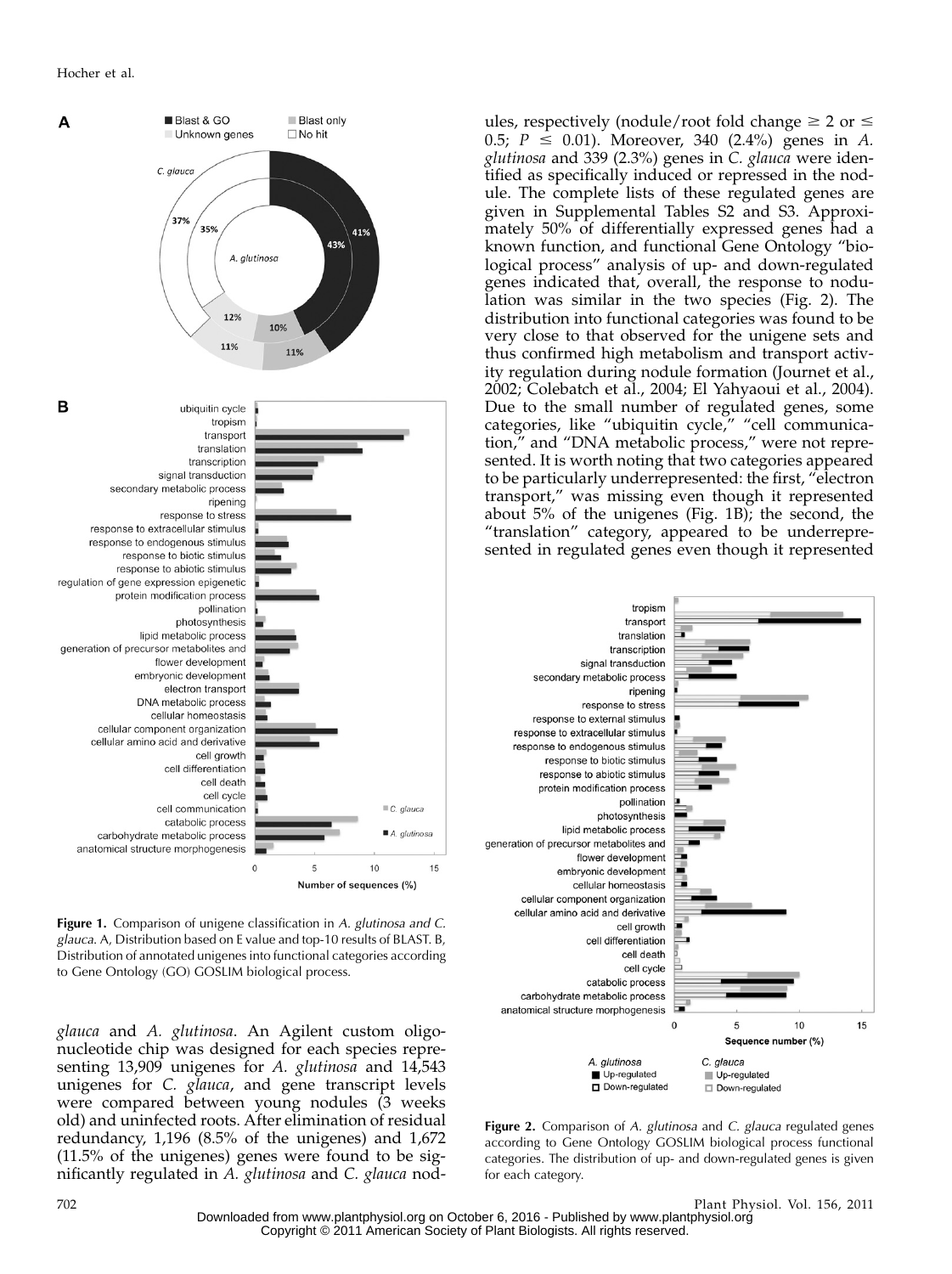**Figure 1.** Comparison of unigene classification in *A. glutinosa and C. glauca*. A, Distribution based on E value and top-10 results of BLAST. B, Distribution of annotated unigenes into functional categories according to Gene Ontology (GO) GOSLIM biological process.

*glauca* and *A. glutinosa*. An Agilent custom oligonucleotide chip was designed for each species representing 13,909 unigenes for *A. glutinosa* and 14,543 unigenes for *C. glauca*, and gene transcript levels were compared between young nodules (3 weeks old) and uninfected roots. After elimination of residual redundancy, 1,196 (8.5% of the unigenes) and 1,672 (11.5% of the unigenes) genes were found to be significantly regulated in *A. glutinosa* and *C. glauca* nodules, respectively (nodule/root fold change $\geq 2$ or $\leq 0.5$; $P \leq 0.01$). Moreover, 340 (2.4%) genes in *A. glutinosa* and 339 (2.3%) genes in *C. glauca* were identified as specifically induced or repressed in the nodule. The complete lists of these regulated genes are given in Supplemental Tables S2 and S3. Approximately 50% of differentially expressed genes had a known function, and functional Gene Ontology "biological process" analysis of up- and down-regulated genes indicated that, overall, the response to nodulation was similar in the two species (Fig. 2). The distribution into functional categories was found to be very close to that observed for the unigene sets and thus confirmed high metabolism and transport activity regulation during nodule formation (Journet et al., 2002; Colebatch et al., 2004; El Yahyaoui et al., 2004). Due to the small number of regulated genes, some categories, like "ubiquitin cycle," "cell communication," and "DNA metabolic process," were not represented. It is worth noting that two categories appeared to be particularly underrepresented: the first, "electron transport," was missing even though it represented about 5% of the unigenes (Fig. 1B); the second, the "translation" category, appeared to be underrepresented in regulated genes even though it represented

**Figure 2.** Comparison of *A. glutinosa* and *C. glauca* regulated genes according to Gene Ontology GOSLIM biological process functional categories. The distribution of up- and down-regulated genes is given for each category.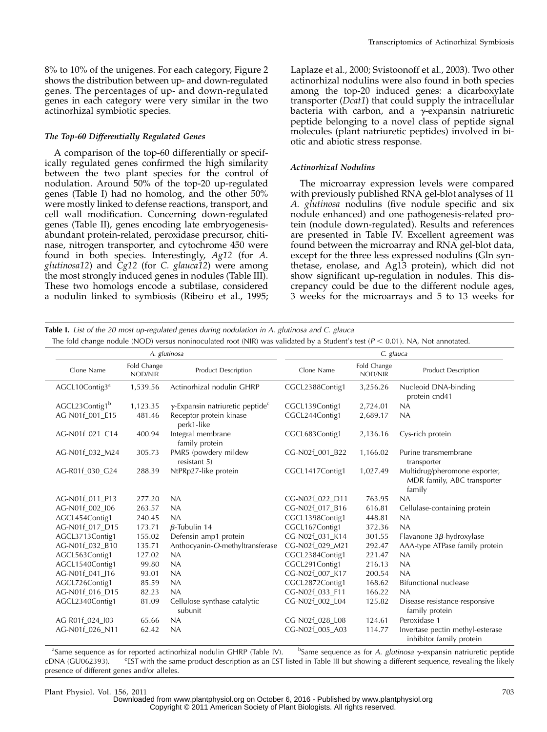8% to 10% of the unigenes. For each category, Figure 2 shows the distribution between up- and down-regulated genes. The percentages of up- and down-regulated genes in each category were very similar in the two actinorhizal symbiotic species.

### *The Top-60 Differentially Regulated Genes*

A comparison of the top-60 differentially or specifically regulated genes confirmed the high similarity between the two plant species for the control of nodulation. Around 50% of the top-20 up-regulated genes (Table I) had no homolog, and the other 50% were mostly linked to defense reactions, transport, and cell wall modification. Concerning down-regulated genes (Table II), genes encoding late embryogenesis-abundant protein-related, peroxidase precursor, chitinase, nitrogen transporter, and cytochrome 450 were found in both species. Interestingly, *Ag12* (for *A. glutinosa12*) and *Cg12* (for *C. glauca12*) were among the most strongly induced genes in nodules (Table III). These two homologs encode a subtilase, considered a nodulin linked to symbiosis (Ribeiro et al., 1995; Laplaze et al., 2000; Svistoonoff et al., 2003). Two other actinorhizal nodulins were also found in both species among the top-20 induced genes: a dicarboxylate transporter (*Dcat1*) that could supply the intracellular bacteria with carbon, and a γ-expansin natriuretic peptide belonging to a novel class of peptide signal molecules (plant natriuretic peptides) involved in biotic and abiotic stress response.

### *Actinorhizal Nodulins*

The microarray expression levels were compared with previously published RNA gel-blot analyses of 11 *A. glutinosa* nodulins (five nodule specific and six nodule enhanced) and one pathogenesis-related protein (nodule down-regulated). Results and references are presented in Table IV. Excellent agreement was found between the microarray and RNA gel-blot data, except for the three less expressed nodulins (Gln synthetase, enolase, and Ag13 protein), which did not show significant up-regulation in nodules. This discrepancy could be due to the different nodule ages, 3 weeks for the microarrays and 5 to 13 weeks for

**Table I.** *List of the 20 most up-regulated genes during nodulation in A. glutinosa and C. glauca*

The fold change nodule (NOD) versus noninoculated root (NIR) was validated by a Student's test ($P < 0.01$). NA, Not annotated.

| *A. glutinosa* | | | *C. glauca* | | |
|---|---|---|---|---|---|
| Clone Name | Fold Change NOD/NIR | Product Description | Clone Name | Fold Change NOD/NIR | Product Description |
| AGCL10Contig3[a] | 1,539.56 | Actinorhizal nodulin GHRP | CGCL2388Contig1 | 3,256.26 | Nucleoid DNA-binding protein cnd41 |
| AGCL23Contig1[b] | 1,123.35 | γ-Expansin natriuretic peptide[c] | CGCL139Contig1 | 2,724.01 | NA |
| AG-N01f_001_E15 | 481.46 | Receptor protein kinase perk1-like | CGCL244Contig1 | 2,689.17 | NA |
| AG-N01f_021_C14 | 400.94 | Integral membrane family protein | CGCL683Contig1 | 2,136.16 | Cys-rich protein |
| AG-N01f_032_M24 | 305.73 | PMR5 (powdery mildew resistant 5) | CG-N02f_001_B22 | 1,166.02 | Purine transmembrane transporter |
| AG-R01f_030_G24 | 288.39 | NtPRp27-like protein | CGCL1417Contig1 | 1,027.49 | Multidrug/pheromone exporter, MDR family, ABC transporter family |
| AG-N01f_011_P13 | 277.20 | NA | CG-N02f_022_D11 | 763.95 | NA |
| AG-N01f_002_I06 | 263.57 | NA | CG-N02f_017_B16 | 616.81 | Cellulase-containing protein |
| AGCL454Contig1 | 240.45 | NA | CGCL1398Contig1 | 448.81 | NA |
| AG-N01f_017_D15 | 173.71 | β-Tubulin 14 | CGCL167Contig1 | 372.36 | NA |
| AGCL3713Contig1 | 155.02 | Defensin amp1 protein | CG-N02f_031_K14 | 301.55 | Flavanone 3β-hydroxylase |
| AG-N01f_032_B10 | 135.71 | Anthocyanin-*O*-methyltransferase | CG-N02f_029_M21 | 292.47 | AAA-type ATPase family protein |
| AGCL563Contig1 | 127.02 | NA | CGCL2384Contig1 | 221.47 | NA |
| AGCL1540Contig1 | 99.80 | NA | CGCL291Contig1 | 216.13 | NA |
| AG-N01f_041_J16 | 93.01 | NA | CG-N02f_007_K17 | 200.54 | NA |
| AGCL726Contig1 | 85.59 | NA | CGCL2872Contig1 | 168.62 | Bifunctional nuclease |
| AG-N01f_016_D15 | 82.23 | NA | CG-N02f_033_F11 | 166.22 | NA |
| AGCL2340Contig1 | 81.09 | Cellulose synthase catalytic subunit | CG-N02f_002_L04 | 125.82 | Disease resistance-responsive family protein |
| AG-R01f_024_I03 | 65.66 | NA | CG-N02f_028_L08 | 124.61 | Peroxidase 1 |
| AG-N01f_026_N11 | 62.42 | NA | CG-N02f_005_A03 | 114.77 | Invertase pectin methyl-esterase inhibitor family protein |

[a]Same sequence as for reported actinorhizal nodulin GHRP (Table IV). [b]Same sequence as for *A. glutinosa* γ-expansin natriuretic peptide cDNA (GU062393). [c]EST with the same product description as an EST listed in Table III but showing a different sequence, revealing the likely presence of different genes and/or alleles.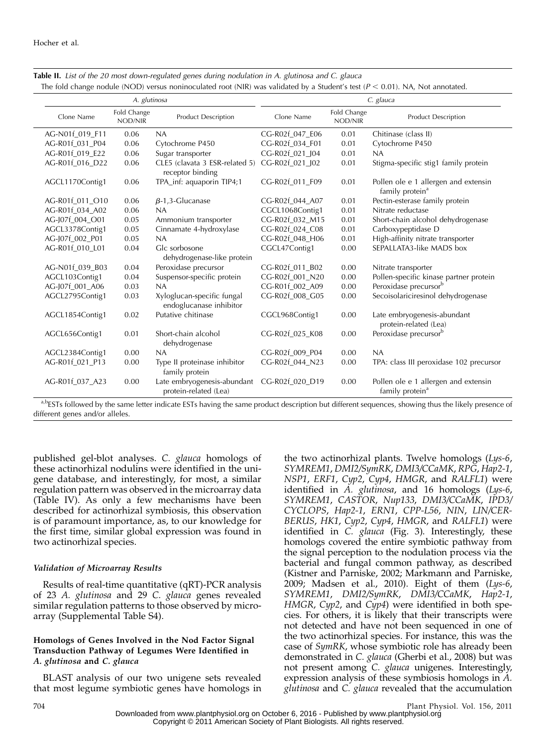**Table II.** *List of the 20 most down-regulated genes during nodulation in A. glutinosa and C. glauca*

The fold change nodule (NOD) versus noninoculated root (NIR) was validated by a Student's test ($P < 0.01$). NA, Not annotated.

| *A. glutinosa* | | | *C. glauca* | | |
|---|---|---|---|---|---|
| Clone Name | Fold Change NOD/NIR | Product Description | Clone Name | Fold Change NOD/NIR | Product Description |
| AG-N01f_019_F11 | 0.06 | NA | CG-R02f_047_E06 | 0.01 | Chitinase (class II) |
| AG-R01f_031_P04 | 0.06 | Cytochrome P450 | CG-R02f_034_F01 | 0.01 | Cytochrome P450 |
| AG-R01f_019_E22 | 0.06 | Sugar transporter | CG-R02f_021_J04 | 0.01 | NA |
| AG-R01f_016_D22 | 0.06 | CLE5 (clavata 3 ESR-related 5) receptor binding | CG-R02f_021_J02 | 0.01 | Stigma-specific stig1 family protein |
| AGCL1170Contig1 | 0.06 | TPA_inf: aquaporin TIP4;1 | CG-R02f_011_F09 | 0.01 | Pollen ole e 1 allergen and extensin family protein[a] |
| AG-R01f_011_O10 | 0.06 | β-1,3-Glucanase | CG-R02f_044_A07 | 0.01 | Pectin-esterase family protein |
| AG-R01f_034_A02 | 0.06 | NA | CGCL1068Contig1 | 0.01 | Nitrate reductase |
| AG-J07f_004_O01 | 0.05 | Ammonium transporter | CG-R02f_032_M15 | 0.01 | Short-chain alcohol dehydrogenase |
| AGCL3378Contig1 | 0.05 | Cinnamate 4-hydroxylase | CG-R02f_024_C08 | 0.01 | Carboxypeptidase D |
| AG-J07f_002_P01 | 0.05 | NA | CG-R02f_048_H06 | 0.01 | High-affinity nitrate transporter |
| AG-R01f_010_L01 | 0.04 | Glc sorbosone dehydrogenase-like protein | CGCL47Contig1 | 0.00 | SEPALLATA3-like MADS box |
| AG-N01f_039_B03 | 0.04 | Peroxidase precursor | CG-R02f_011_B02 | 0.00 | Nitrate transporter |
| AGCL103Contig1 | 0.04 | Suspensor-specific protein | CG-R02f_001_N20 | 0.00 | Pollen-specific kinase partner protein |
| AG-J07f_001_A06 | 0.03 | NA | CG-R01f_002_A09 | 0.00 | Peroxidase precursor[b] |
| AGCL2795Contig1 | 0.03 | Xyloglucan-specific fungal endoglucanase inhibitor | CG-R02f_008_G05 | 0.00 | Secoisolariciresinol dehydrogenase |
| AGCL1854Contig1 | 0.02 | Putative chitinase | CGCL968Contig1 | 0.00 | Late embryogenesis-abundant protein-related (Lea) |
| AGCL656Contig1 | 0.01 | Short-chain alcohol dehydrogenase | CG-R02f_025_K08 | 0.00 | Peroxidase precursor[b] |
| AGCL2384Contig1 | 0.00 | NA | CG-R02f_009_P04 | 0.00 | NA |
| AG-R01f_021_P13 | 0.00 | Type II proteinase inhibitor family protein | CG-R02f_044_N23 | 0.00 | TPA: class III peroxidase 102 precursor |
| AG-R01f_037_A23 | 0.00 | Late embryogenesis-abundant protein-related (Lea) | CG-R02f_020_D19 | 0.00 | Pollen ole e 1 allergen and extensin family protein[a] |

[a,b]ESTs followed by the same letter indicate ESTs having the same product description but different sequences, showing thus the likely presence of different genes and/or alleles.

published gel-blot analyses. *C. glauca* homologs of these actinorhizal nodulins were identified in the unigene database, and interestingly, for most, a similar regulation pattern was observed in the microarray data (Table IV). As only a few mechanisms have been described for actinorhizal symbiosis, this observation is of paramount importance, as, to our knowledge for the first time, similar global expression was found in two actinorhizal species.

### *Validation of Microarray Results*

Results of real-time quantitative (qRT)-PCR analysis of 23 *A. glutinosa* and 29 *C. glauca* genes revealed similar regulation patterns to those observed by microarray (Supplemental Table S4).

### Homologs of Genes Involved in the Nod Factor Signal Transduction Pathway of Legumes Were Identified in *A. glutinosa* and *C. glauca*

BLAST analysis of our two unigene sets revealed that most legume symbiotic genes have homologs in the two actinorhizal plants. Twelve homologs (*Lys-6*, *SYMREM1*, *DMI2/SymRK*, *DMI3/CCaMK*, *RPG*, *Hap2-1*, *NSP1*, *ERF1*, *Cyp2*, *Cyp4*, *HMGR*, and *RALFL1*) were identified in *A. glutinosa*, and 16 homologs (*Lys-6*, *SYMREM1*, *CASTOR*, *Nup133*, *DMI3/CCaMK*, *IPD3/CYCLOPS*, *Hap2-1*, *ERN1*, *CPP-L56*, *NIN*, *LIN/CERBERUS*, *HK1*, *Cyp2*, *Cyp4*, *HMGR*, and *RALFL1*) were identified in *C. glauca* (Fig. 3). Interestingly, these homologs covered the entire symbiotic pathway from the signal perception to the nodulation process via the bacterial and fungal common pathway, as described (Kistner and Parniske, 2002; Markmann and Parniske, 2009; Madsen et al., 2010). Eight of them (*Lys-6*, *SYMREM1*, *DMI2/SymRK*, *DMI3/CCaMK*, *Hap2-1*, *HMGR*, *Cyp2*, and *Cyp4*) were identified in both species. For others, it is likely that their transcripts were not detected and have not been sequenced in one of the two actinorhizal species. For instance, this was the case of *SymRK*, whose symbiotic role has already been demonstrated in *C. glauca* (Gherbi et al., 2008) but was not present among *C. glauca* unigenes. Interestingly, expression analysis of these symbiosis homologs in *A. glutinosa* and *C. glauca* revealed that the accumulation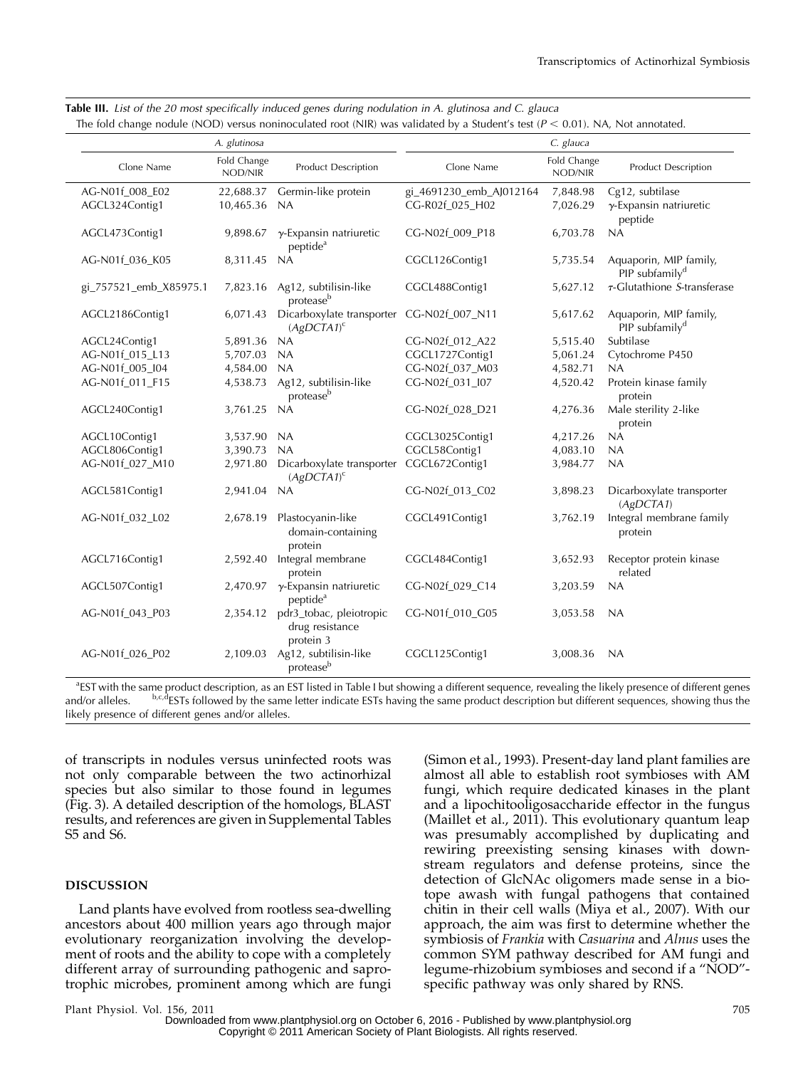**Table III.** *List of the 20 most specifically induced genes during nodulation in A. glutinosa and C. glauca*

The fold change nodule (NOD) versus noninoculated root (NIR) was validated by a Student's test ($P < 0.01$). NA, Not annotated.

| *A. glutinosa* | | | *C. glauca* | | |
|---|---|---|---|---|---|
| Clone Name | Fold Change NOD/NIR | Product Description | Clone Name | Fold Change NOD/NIR | Product Description |
| AG-N01f_008_E02 | 22,688.37 | Germin-like protein | gi_4691230_emb_AJ012164 | 7,848.98 | Cg12, subtilase |
| AGCL324Contig1 | 10,465.36 | NA | CG-R02f_025_H02 | 7,026.29 | γ-Expansin natriuretic peptide |
| AGCL473Contig1 | 9,898.67 | γ-Expansin natriuretic peptide[a] | CG-N02f_009_P18 | 6,703.78 | NA |
| AG-N01f_036_K05 | 8,311.45 | NA | CGCL126Contig1 | 5,735.54 | Aquaporin, MIP family, PIP subfamily[d] |
| gi_757521_emb_X85975.1 | 7,823.16 | Ag12, subtilisin-like protease[b] | CGCL488Contig1 | 5,627.12 | τ-Glutathione *S*-transferase |
| AGCL2186Contig1 | 6,071.43 | Dicarboxylate transporter (*AgDCTA1*)[c] | CG-N02f_007_N11 | 5,617.62 | Aquaporin, MIP family, PIP subfamily[d] |
| AGCL24Contig1 | 5,891.36 | NA | CG-N02f_012_A22 | 5,515.40 | Subtilase |
| AG-N01f_015_L13 | 5,707.03 | NA | CGCL1727Contig1 | 5,061.24 | Cytochrome P450 |
| AG-N01f_005_I04 | 4,584.00 | NA | CG-N02f_037_M03 | 4,582.71 | NA |
| AG-N01f_011_F15 | 4,538.73 | Ag12, subtilisin-like protease[b] | CG-N02f_031_I07 | 4,520.42 | Protein kinase family protein |
| AGCL240Contig1 | 3,761.25 | NA | CG-N02f_028_D21 | 4,276.36 | Male sterility 2-like protein |
| AGCL10Contig1 | 3,537.90 | NA | CGCL3025Contig1 | 4,217.26 | NA |
| AGCL806Contig1 | 3,390.73 | NA | CGCL58Contig1 | 4,083.10 | NA |
| AG-N01f_027_M10 | 2,971.80 | Dicarboxylate transporter (*AgDCTA1*)[c] | CGCL672Contig1 | 3,984.77 | NA |
| AGCL581Contig1 | 2,941.04 | NA | CG-N02f_013_C02 | 3,898.23 | Dicarboxylate transporter (*AgDCTA1*) |
| AG-N01f_032_L02 | 2,678.19 | Plastocyanin-like domain-containing protein | CGCL491Contig1 | 3,762.19 | Integral membrane family protein |
| AGCL716Contig1 | 2,592.40 | Integral membrane protein | CGCL484Contig1 | 3,652.93 | Receptor protein kinase related |
| AGCL507Contig1 | 2,470.97 | γ-Expansin natriuretic peptide[a] | CG-N02f_029_C14 | 3,203.59 | NA |
| AG-N01f_043_P03 | 2,354.12 | pdr3_tobac, pleiotropic drug resistance protein 3 | CG-N01f_010_G05 | 3,053.58 | NA |
| AG-N01f_026_P02 | 2,109.03 | Ag12, subtilisin-like protease[b] | CGCL125Contig1 | 3,008.36 | NA |

[a]EST with the same product description, as an EST listed in Table I but showing a different sequence, revealing the likely presence of different genes and/or alleles. [b,c,d]ESTs followed by the same letter indicate ESTs having the same product description but different sequences, showing thus the likely presence of different genes and/or alleles.

of transcripts in nodules versus uninfected roots was not only comparable between the two actinorhizal species but also similar to those found in legumes (Fig. 3). A detailed description of the homologs, BLAST results, and references are given in Supplemental Tables S5 and S6.

## DISCUSSION

Land plants have evolved from rootless sea-dwelling ancestors about 400 million years ago through major evolutionary reorganization involving the development of roots and the ability to cope with a completely different array of surrounding pathogenic and saprotrophic microbes, prominent among which are fungi (Simon et al., 1993). Present-day land plant families are almost all able to establish root symbioses with AM fungi, which require dedicated kinases in the plant and a lipochitooligosaccharide effector in the fungus (Maillet et al., 2011). This evolutionary quantum leap was presumably accomplished by duplicating and rewiring preexisting sensing kinases with downstream regulators and defense proteins, since the detection of GlcNAc oligomers made sense in a biotope awash with fungal pathogens that contained chitin in their cell walls (Miya et al., 2007). With our approach, the aim was first to determine whether the symbiosis of *Frankia* with *Casuarina* and *Alnus* uses the common SYM pathway described for AM fungi and legume-rhizobium symbioses and second if a "NOD"-specific pathway was only shared by RNS.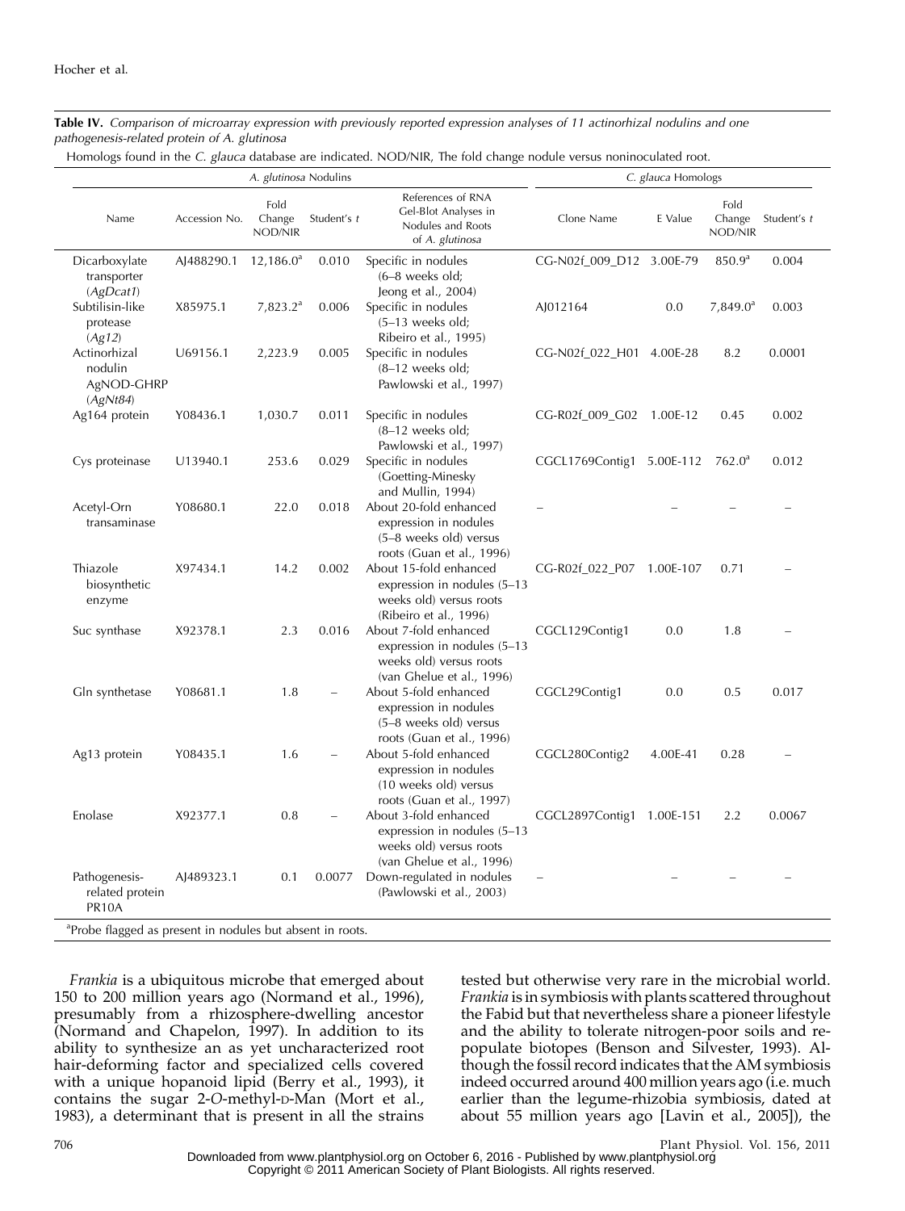**Table IV.** *Comparison of microarray expression with previously reported expression analyses of 11 actinorhizal nodulins and one pathogenesis-related protein of A. glutinosa*

Homologs found in the *C. glauca* database are indicated. NOD/NIR, The fold change nodule versus noninoculated root.

| *A. glutinosa* Nodulins | | | | | *C. glauca* Homologs | | | |
|---|---|---|---|---|---|---|---|---|
| Name | Accession No. | Fold Change NOD/NIR | Student's *t* | References of RNA Gel-Blot Analyses in Nodules and Roots of *A. glutinosa* | Clone Name | E Value | Fold Change NOD/NIR | Student's *t* |
| Dicarboxylate transporter (*AgDcat1*) | AJ488290.1 | 12,186.0[a] | 0.010 | Specific in nodules (6–8 weeks old; Jeong et al., 2004) | CG-N02f_009_D12 | 3.00E-79 | 850.9[a] | 0.004 |
| Subtilisin-like protease (*Ag12*) | X85975.1 | 7,823.2[a] | 0.006 | Specific in nodules (5–13 weeks old; Ribeiro et al., 1995) | AJ012164 | 0.0 | 7,849.0[a] | 0.003 |
| Actinorhizal nodulin AgNOD-GHRP (*AgNt84*) | U69156.1 | 2,223.9 | 0.005 | Specific in nodules (8–12 weeks old; Pawlowski et al., 1997) | CG-N02f_022_H01 | 4.00E-28 | 8.2 | 0.0001 |
| Ag164 protein | Y08436.1 | 1,030.7 | 0.011 | Specific in nodules (8–12 weeks old; Pawlowski et al., 1997) | CG-R02f_009_G02 | 1.00E-12 | 0.45 | 0.002 |
| Cys proteinase | U13940.1 | 253.6 | 0.029 | Specific in nodules (Goetting-Minesky and Mullin, 1994) | CGCL1769Contig1 | 5.00E-112 | 762.0[a] | 0.012 |
| Acetyl-Orn transaminase | Y08680.1 | 22.0 | 0.018 | About 20-fold enhanced expression in nodules (5–8 weeks old) versus roots (Guan et al., 1996) | – | – | – | – |
| Thiazole biosynthetic enzyme | X97434.1 | 14.2 | 0.002 | About 15-fold enhanced expression in nodules (5–13 weeks old) versus roots (Ribeiro et al., 1996) | CG-R02f_022_P07 | 1.00E-107 | 0.71 | – |
| Suc synthase | X92378.1 | 2.3 | 0.016 | About 7-fold enhanced expression in nodules (5–13 weeks old) versus roots (van Ghelue et al., 1996) | CGCL129Contig1 | 0.0 | 1.8 | – |
| Gln synthetase | Y08681.1 | 1.8 | – | About 5-fold enhanced expression in nodules (5–8 weeks old) versus roots (Guan et al., 1996) | CGCL29Contig1 | 0.0 | 0.5 | 0.017 |
| Ag13 protein | Y08435.1 | 1.6 | – | About 5-fold enhanced expression in nodules (10 weeks old) versus roots (Guan et al., 1997) | CGCL280Contig2 | 4.00E-41 | 0.28 | – |
| Enolase | X92377.1 | 0.8 | – | About 3-fold enhanced expression in nodules (5–13 weeks old) versus roots (van Ghelue et al., 1996) | CGCL2897Contig1 | 1.00E-151 | 2.2 | 0.0067 |
| Pathogenesis-related protein PR10A | AJ489323.1 | 0.1 | 0.0077 | Down-regulated in nodules (Pawlowski et al., 2003) | – | – | – | – |

[a]Probe flagged as present in nodules but absent in roots.

*Frankia* is a ubiquitous microbe that emerged about 150 to 200 million years ago (Normand et al., 1996), presumably from a rhizosphere-dwelling ancestor (Normand and Chapelon, 1997). In addition to its ability to synthesize an as yet uncharacterized root hair-deforming factor and specialized cells covered with a unique hopanoid lipid (Berry et al., 1993), it contains the sugar 2-*O*-methyl-D-Man (Mort et al., 1983), a determinant that is present in all the strains tested but otherwise very rare in the microbial world. *Frankia* is in symbiosis with plants scattered throughout the Fabid but that nevertheless share a pioneer lifestyle and the ability to tolerate nitrogen-poor soils and repopulate biotopes (Benson and Silvester, 1993). Although the fossil record indicates that the AM symbiosis indeed occurred around 400 million years ago (i.e. much earlier than the legume-rhizobia symbiosis, dated at about 55 million years ago [Lavin et al., 2005]), the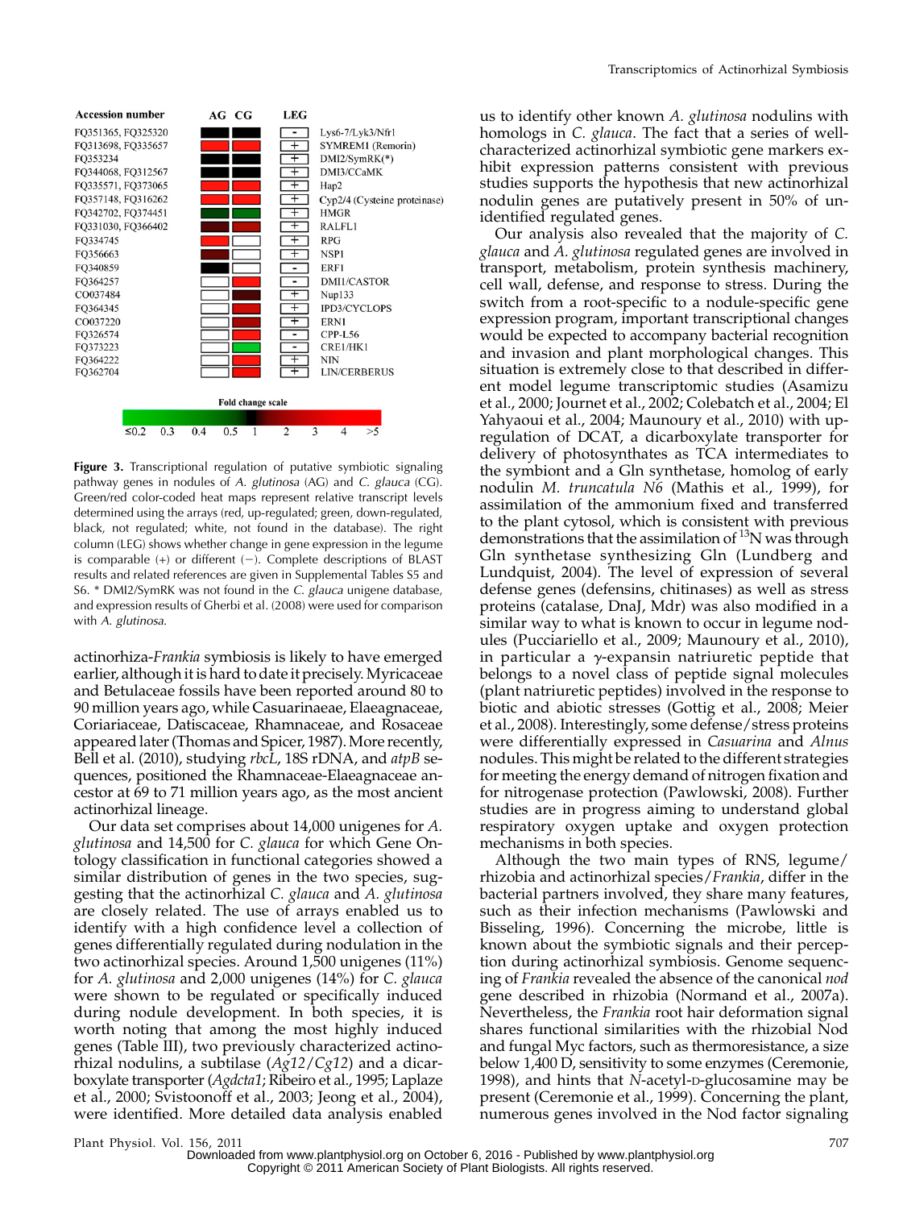| Accession number | LEG | |
|---|---|---|
| FQ351365, FQ325320 | - | Lys6-7/Lyk3/Nfr1 |
| FQ313698, FQ335657 | + | SYMREM1 (Remorin) |
| FQ353234 | + | DMI2/SymRK(*) |
| FQ344068, FQ312567 | + | DMI3/CCaMK |
| FQ335571, FQ373065 | + | Hap2 |
| FQ357148, FQ316262 | + | Cyp2/4 (Cysteine proteinase) |
| FQ342702, FQ374451 | + | HMGR |
| FQ331030, FQ366402 | + | RALFL1 |
| FQ334745 | + | RPG |
| FQ356663 | + | NSP1 |
| FQ340859 | - | ERF1 |
| FQ364257 | - | DMI1/CASTOR |
| CO037484 | + | Nup133 |
| FQ364345 | + | IPD3/CYCLOPS |
| CO037220 | + | ERN1 |
| FQ326574 | - | CPP-L56 |
| FQ373223 | - | CRE1/HK1 |
| FQ364222 | + | NIN |
| FQ362704 | + | LIN/CERBERUS |

Fold change scale: ≤0.2, 0.3, 0.4, 0.5, 1, 2, 3, 4, >5

**Figure 3.** Transcriptional regulation of putative symbiotic signaling pathway genes in nodules of *A. glutinosa* (AG) and *C. glauca* (CG). Green/red color-coded heat maps represent relative transcript levels determined using the arrays (red, up-regulated; green, down-regulated, black, not regulated; white, not found in the database). The right column (LEG) shows whether change in gene expression in the legume is comparable (+) or different (−). Complete descriptions of BLAST results and related references are given in Supplemental Tables S5 and S6. * DMI2/SymRK was not found in the *C. glauca* unigene database, and expression results of Gherbi et al. (2008) were used for comparison with *A. glutinosa*.

actinorhiza-*Frankia* symbiosis is likely to have emerged earlier, although it is hard to date it precisely. Myricaceae and Betulaceae fossils have been reported around 80 to 90 million years ago, while Casuarinaeae, Elaeagnaceae, Coriariaceae, Datiscaceae, Rhamnaceae, and Rosaceae appeared later (Thomas and Spicer, 1987). More recently, Bell et al. (2010), studying *rbcL*, 18S rDNA, and *atpB* sequences, positioned the Rhamnaceae-Elaeagnaceae ancestor at 69 to 71 million years ago, as the most ancient actinorhizal lineage.

Our data set comprises about 14,000 unigenes for *A. glutinosa* and 14,500 for *C. glauca* for which Gene Ontology classification in functional categories showed a similar distribution of genes in the two species, suggesting that the actinorhizal *C. glauca* and *A. glutinosa* are closely related. The use of arrays enabled us to identify with a high confidence level a collection of genes differentially regulated during nodulation in the two actinorhizal species. Around 1,500 unigenes (11%) for *A. glutinosa* and 2,000 unigenes (14%) for *C. glauca* were shown to be regulated or specifically induced during nodule development. In both species, it is worth noting that among the most highly induced genes (Table III), two previously characterized actinorhizal nodulins, a subtilase (*Ag12*/*Cg12*) and a dicarboxylate transporter (*Agdcta1*; Ribeiro et al., 1995; Laplaze et al., 2000; Svistoonoff et al., 2003; Jeong et al., 2004), were identified. More detailed data analysis enabled us to identify other known *A. glutinosa* nodulins with homologs in *C. glauca*. The fact that a series of well-characterized actinorhizal symbiotic gene markers exhibit expression patterns consistent with previous studies supports the hypothesis that new actinorhizal nodulin genes are putatively present in 50% of unidentified regulated genes.

Our analysis also revealed that the majority of *C. glauca* and *A. glutinosa* regulated genes are involved in transport, metabolism, protein synthesis machinery, cell wall, defense, and response to stress. During the switch from a root-specific to a nodule-specific gene expression program, important transcriptional changes would be expected to accompany bacterial recognition and invasion and plant morphological changes. This situation is extremely close to that described in different model legume transcriptomic studies (Asamizu et al., 2000; Journet et al., 2002; Colebatch et al., 2004; El Yahyaoui et al., 2004; Maunoury et al., 2010) with up-regulation of DCAT, a dicarboxylate transporter for delivery of photosynthates as TCA intermediates to the symbiont and a Gln synthetase, homolog of early nodulin *M. truncatula N6* (Mathis et al., 1999), for assimilation of the ammonium fixed and transferred to the plant cytosol, which is consistent with previous demonstrations that the assimilation of $^{13}$N was through Gln synthetase synthesizing Gln (Lundberg and Lundquist, 2004). The level of expression of several defense genes (defensins, chitinases) as well as stress proteins (catalase, DnaJ, Mdr) was also modified in a similar way to what is known to occur in legume nodules (Pucciariello et al., 2009; Maunoury et al., 2010), in particular a $\gamma$-expansin natriuretic peptide that belongs to a novel class of peptide signal molecules (plant natriuretic peptides) involved in the response to biotic and abiotic stresses (Gottig et al., 2008; Meier et al., 2008). Interestingly, some defense/stress proteins were differentially expressed in *Casuarina* and *Alnus* nodules. This might be related to the different strategies for meeting the energy demand of nitrogen fixation and for nitrogenase protection (Pawlowski, 2008). Further studies are in progress aiming to understand global respiratory oxygen uptake and oxygen protection mechanisms in both species.

Although the two main types of RNS, legume/rhizobia and actinorhizal species/*Frankia*, differ in the bacterial partners involved, they share many features, such as their infection mechanisms (Pawlowski and Bisseling, 1996). Concerning the microbe, little is known about the symbiotic signals and their perception during actinorhizal symbiosis. Genome sequencing of *Frankia* revealed the absence of the canonical *nod* gene described in rhizobia (Normand et al., 2007a). Nevertheless, the *Frankia* root hair deformation signal shares functional similarities with the rhizobial Nod and fungal Myc factors, such as thermoresistance, a size below 1,400 D, sensitivity to some enzymes (Ceremonie, 1998), and hints that *N*-acetyl-D-glucosamine may be present (Ceremonie et al., 1999). Concerning the plant, numerous genes involved in the Nod factor signaling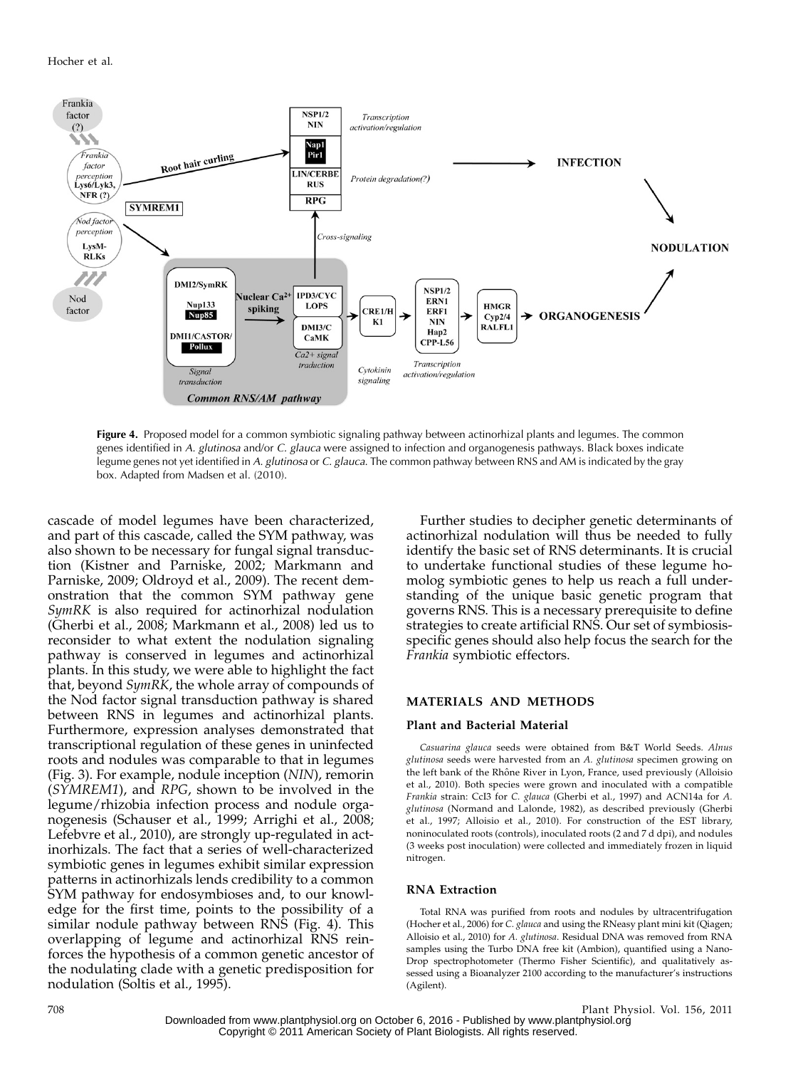**Figure 4.** Proposed model for a common symbiotic signaling pathway between actinorhizal plants and legumes. The common genes identified in *A. glutinosa* and/or *C. glauca* were assigned to infection and organogenesis pathways. Black boxes indicate legume genes not yet identified in *A. glutinosa* or *C. glauca*. The common pathway between RNS and AM is indicated by the gray box. Adapted from Madsen et al. (2010).

cascade of model legumes have been characterized, and part of this cascade, called the SYM pathway, was also shown to be necessary for fungal signal transduction (Kistner and Parniske, 2002; Markmann and Parniske, 2009; Oldroyd et al., 2009). The recent demonstration that the common SYM pathway gene *SymRK* is also required for actinorhizal nodulation (Gherbi et al., 2008; Markmann et al., 2008) led us to reconsider to what extent the nodulation signaling pathway is conserved in legumes and actinorhizal plants. In this study, we were able to highlight the fact that, beyond *SymRK*, the whole array of compounds of the Nod factor signal transduction pathway is shared between RNS in legumes and actinorhizal plants. Furthermore, expression analyses demonstrated that transcriptional regulation of these genes in uninfected roots and nodules was comparable to that in legumes (Fig. 3). For example, nodule inception (*NIN*), remorin (*SYMREM1*), and *RPG*, shown to be involved in the legume/rhizobia infection process and nodule organogenesis (Schauser et al., 1999; Arrighi et al., 2008; Lefebvre et al., 2010), are strongly up-regulated in actinorhizals. The fact that a series of well-characterized symbiotic genes in legumes exhibit similar expression patterns in actinorhizals lends credibility to a common SYM pathway for endosymbioses and, to our knowledge for the first time, points to the possibility of a similar nodule pathway between RNS (Fig. 4). This overlapping of legume and actinorhizal RNS reinforces the hypothesis of a common genetic ancestor of the nodulating clade with a genetic predisposition for nodulation (Soltis et al., 1995).

Further studies to decipher genetic determinants of actinorhizal nodulation will thus be needed to fully identify the basic set of RNS determinants. It is crucial to undertake functional studies of these legume homolog symbiotic genes to help us reach a full understanding of the unique basic genetic program that governs RNS. This is a necessary prerequisite to define strategies to create artificial RNS. Our set of symbiosis-specific genes should also help focus the search for the *Frankia* symbiotic effectors.

## MATERIALS AND METHODS

### Plant and Bacterial Material

*Casuarina glauca* seeds were obtained from B&T World Seeds. *Alnus glutinosa* seeds were harvested from an *A. glutinosa* specimen growing on the left bank of the Rhône River in Lyon, France, used previously (Alloisio et al., 2010). Both species were grown and inoculated with a compatible *Frankia* strain: CcI3 for *C. glauca* (Gherbi et al., 1997) and ACN14a for *A. glutinosa* (Normand and Lalonde, 1982), as described previously (Gherbi et al., 1997; Alloisio et al., 2010). For construction of the EST library, noninoculated roots (controls), inoculated roots (2 and 7 d dpi), and nodules (3 weeks post inoculation) were collected and immediately frozen in liquid nitrogen.

### RNA Extraction

Total RNA was purified from roots and nodules by ultracentrifugation (Hocher et al., 2006) for *C. glauca* and using the RNeasy plant mini kit (Qiagen; Alloisio et al., 2010) for *A. glutinosa*. Residual DNA was removed from RNA samples using the Turbo DNA free kit (Ambion), quantified using a NanoDrop spectrophotometer (Thermo Fisher Scientific), and qualitatively assessed using a Bioanalyzer 2100 according to the manufacturer's instructions (Agilent).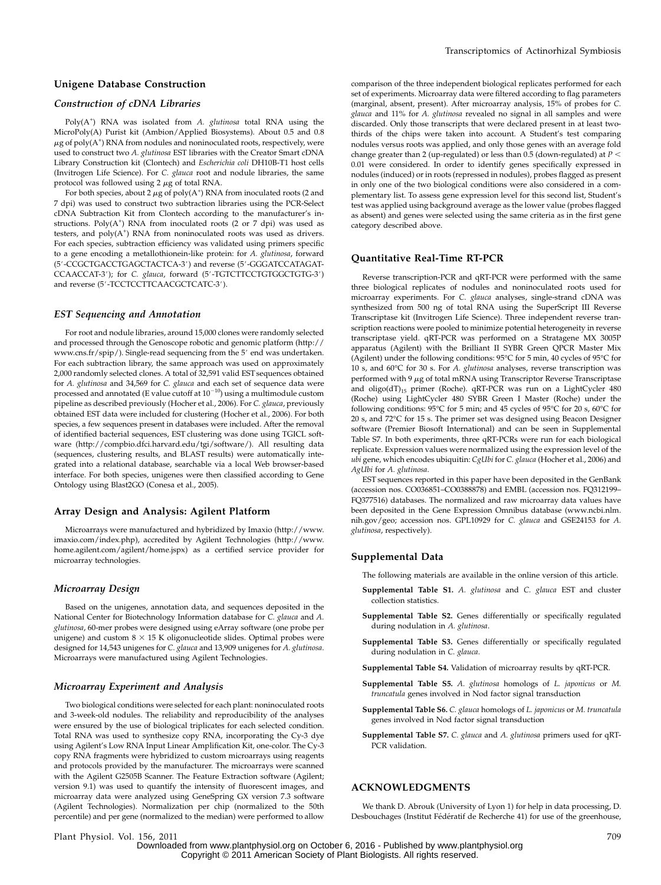## Unigene Database Construction

### Construction of cDNA Libraries

Poly(A$^+$) RNA was isolated from *A. glutinosa* total RNA using the MicroPoly(A) Purist kit (Ambion/Applied Biosystems). About 0.5 and 0.8 $\mu$g of poly(A$^+$) RNA from nodules and noninoculated roots, respectively, were used to construct two *A. glutinosa* EST libraries with the Creator Smart cDNA Library Construction kit (Clontech) and *Escherichia coli* DH10B-T1 host cells (Invitrogen Life Science). For *C. glauca* root and nodule libraries, the same protocol was followed using 2 $\mu$g of total RNA.

For both species, about 2 $\mu$g of poly(A$^+$) RNA from inoculated roots (2 and 7 dpi) was used to construct two subtraction libraries using the PCR-Select cDNA Subtraction Kit from Clontech according to the manufacturer's instructions. Poly(A$^+$) RNA from inoculated roots (2 or 7 dpi) was used as testers, and poly(A$^+$) RNA from noninoculated roots was used as drivers. For each species, subtraction efficiency was validated using primers specific to a gene encoding a metallothionein-like protein: for *A. glutinosa*, forward (5′-CCGCTGACCTGAGCTACTCA-3′) and reverse (5′-GGGATCCATAGATCCAACCAT-3′); for *C. glauca*, forward (5′-TGTCTTCCTGTGGCTGTG-3′) and reverse (5′-TCCTCCTTCAACGCTCATC-3′).

### EST Sequencing and Annotation

For root and nodule libraries, around 15,000 clones were randomly selected and processed through the Genoscope robotic and genomic platform (http://www.cns.fr/spip/). Single-read sequencing from the 5′ end was undertaken. For each subtraction library, the same approach was used on approximately 2,000 randomly selected clones. A total of 32,591 valid EST sequences obtained for *A. glutinosa* and 34,569 for *C. glauca* and each set of sequence data were processed and annotated (E value cutoff at $10^{-10}$) using a multimodule custom pipeline as described previously (Hocher et al., 2006). For *C. glauca*, previously obtained EST data were included for clustering (Hocher et al., 2006). For both species, a few sequences present in databases were included. After the removal of identified bacterial sequences, EST clustering was done using TGICL software (http://compbio.dfci.harvard.edu/tgi/software/). All resulting data (sequences, clustering results, and BLAST results) were automatically integrated into a relational database, searchable via a local Web browser-based interface. For both species, unigenes were then classified according to Gene Ontology using Blast2GO (Conesa et al., 2005).

## Array Design and Analysis: Agilent Platform

Microarrays were manufactured and hybridized by Imaxio (http://www.imaxio.com/index.php), accredited by Agilent Technologies (http://www.home.agilent.com/agilent/home.jspx) as a certified service provider for microarray technologies.

### Microarray Design

Based on the unigenes, annotation data, and sequences deposited in the National Center for Biotechnology Information database for *C. glauca* and *A. glutinosa*, 60-mer probes were designed using eArray software (one probe per unigene) and custom 8 × 15 K oligonucleotide slides. Optimal probes were designed for 14,543 unigenes for *C. glauca* and 13,909 unigenes for *A. glutinosa*. Microarrays were manufactured using Agilent Technologies.

### Microarray Experiment and Analysis

Two biological conditions were selected for each plant: noninoculated roots and 3-week-old nodules. The reliability and reproducibility of the analyses were ensured by the use of biological triplicates for each selected condition. Total RNA was used to synthesize copy RNA, incorporating the Cy-3 dye using Agilent's Low RNA Input Linear Amplification Kit, one-color. The Cy-3 copy RNA fragments were hybridized to custom microarrays using reagents and protocols provided by the manufacturer. The microarrays were scanned with the Agilent G2505B Scanner. The Feature Extraction software (Agilent; version 9.1) was used to quantify the intensity of fluorescent images, and microarray data were analyzed using GeneSpring GX version 7.3 software (Agilent Technologies). Normalization per chip (normalized to the 50th percentile) and per gene (normalized to the median) were performed to allow comparison of the three independent biological replicates performed for each set of experiments. Microarray data were filtered according to flag parameters (marginal, absent, present). After microarray analysis, 15% of probes for *C. glauca* and 11% for *A. glutinosa* revealed no signal in all samples and were discarded. Only those transcripts that were declared present in at least two-thirds of the chips were taken into account. A Student's test comparing nodules versus roots was applied, and only those genes with an average fold change greater than 2 (up-regulated) or less than 0.5 (down-regulated) at $P < 0.01$ were considered. In order to identify genes specifically expressed in nodules (induced) or in roots (repressed in nodules), probes flagged as present in only one of the two biological conditions were also considered in a complementary list. To assess gene expression level for this second list, Student's test was applied using background average as the lower value (probes flagged as absent) and genes were selected using the same criteria as in the first gene category described above.

## Quantitative Real-Time RT-PCR

Reverse transcription-PCR and qRT-PCR were performed with the same three biological replicates of nodules and noninoculated roots used for microarray experiments. For *C. glauca* analyses, single-strand cDNA was synthesized from 500 ng of total RNA using the SuperScript III Reverse Transcriptase kit (Invitrogen Life Science). Three independent reverse transcription reactions were pooled to minimize potential heterogeneity in reverse transcriptase yield. qRT-PCR was performed on a Stratagene MX 3005P apparatus (Agilent) with the Brilliant II SYBR Green QPCR Master Mix (Agilent) under the following conditions: 95°C for 5 min, 40 cycles of 95°C for 10 s, and 60°C for 30 s. For *A. glutinosa* analyses, reverse transcription was performed with 9 $\mu$g of total mRNA using Transcriptor Reverse Transcriptase and oligo(dT)$_{15}$ primer (Roche). qRT-PCR was run on a LightCycler 480 (Roche) using LightCycler 480 SYBR Green I Master (Roche) under the following conditions: 95°C for 5 min; and 45 cycles of 95°C for 20 s, 60°C for 20 s, and 72°C for 15 s. The primer set was designed using Beacon Designer software (Premier Biosoft International) and can be seen in Supplemental Table S7. In both experiments, three qRT-PCRs were run for each biological replicate. Expression values were normalized using the expression level of the *ubi* gene, which encodes ubiquitin: *CgUbi* for *C. glauca* (Hocher et al., 2006) and *AgUbi* for *A. glutinosa*.

EST sequences reported in this paper have been deposited in the GenBank (accession nos. CO036851–CO0388878) and EMBL (accession nos. FQ312199–FQ377516) databases. The normalized and raw microarray data values have been deposited in the Gene Expression Omnibus database (www.ncbi.nlm.nih.gov/geo; accession nos. GPL10929 for *C. glauca* and GSE24153 for *A. glutinosa*, respectively).

## Supplemental Data

The following materials are available in the online version of this article.

- **Supplemental Table S1.** *A. glutinosa* and *C. glauca* EST and cluster collection statistics.
- **Supplemental Table S2.** Genes differentially or specifically regulated during nodulation in *A. glutinosa*.
- **Supplemental Table S3.** Genes differentially or specifically regulated during nodulation in *C. glauca*.
- **Supplemental Table S4.** Validation of microarray results by qRT-PCR.
- **Supplemental Table S5.** *A. glutinosa* homologs of *L. japonicus* or *M. truncatula* genes involved in Nod factor signal transduction
- **Supplemental Table S6.** *C. glauca* homologs of *L. japonicus* or *M. truncatula* genes involved in Nod factor signal transduction
- **Supplemental Table S7.** *C. glauca* and *A. glutinosa* primers used for qRT-PCR validation.

## ACKNOWLEDGMENTS

We thank D. Abrouk (University of Lyon 1) for help in data processing, D. Desbouchages (Institut Fédératif de Recherche 41) for use of the greenhouse,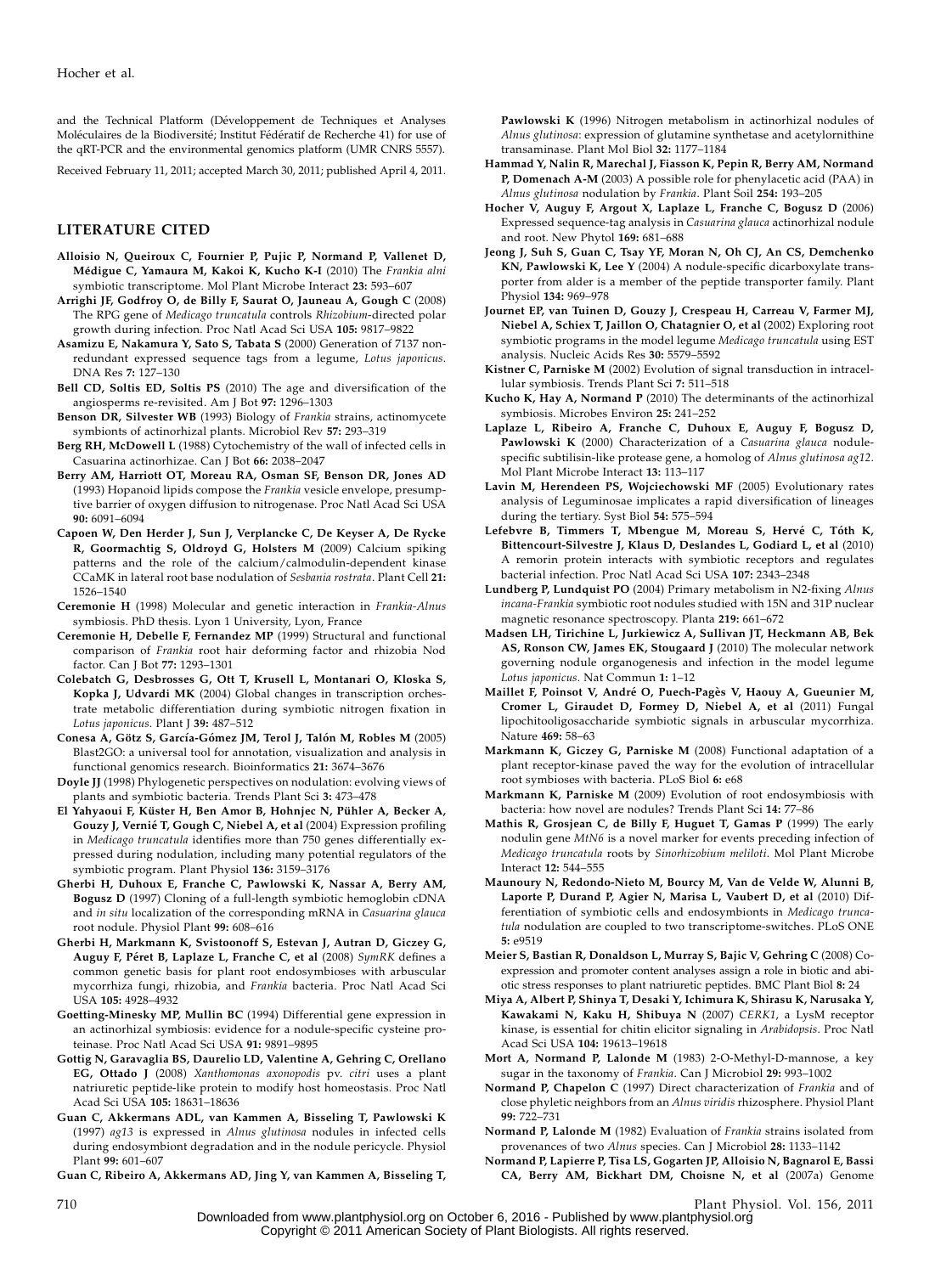and the Technical Platform (Développement de Techniques et Analyses Moléculaires de la Biodiversité; Institut Fédératif de Recherche 41) for use of the qRT-PCR and the environmental genomics platform (UMR CNRS 5557).

Received February 11, 2011; accepted March 30, 2011; published April 4, 2011.

## LITERATURE CITED

**Alloisio N, Queiroux C, Fournier P, Pujic P, Normand P, Vallenet D, Médigue C, Yamaura M, Kakoi K, Kucho K-I** (2010) The *Frankia alni* symbiotic transcriptome. Mol Plant Microbe Interact **23:** 593–607

**Arrighi JF, Godfroy O, de Billy F, Saurat O, Jauneau A, Gough C** (2008) The RPG gene of *Medicago truncatula* controls *Rhizobium*-directed polar growth during infection. Proc Natl Acad Sci USA **105:** 9817–9822

**Asamizu E, Nakamura Y, Sato S, Tabata S** (2000) Generation of 7137 non-redundant expressed sequence tags from a legume, *Lotus japonicus*. DNA Res **7:** 127–130

**Bell CD, Soltis ED, Soltis PS** (2010) The age and diversification of the angiosperms re-revisited. Am J Bot **97:** 1296–1303

**Benson DR, Silvester WB** (1993) Biology of *Frankia* strains, actinomycete symbionts of actinorhizal plants. Microbiol Rev **57:** 293–319

**Berg RH, McDowell L** (1988) Cytochemistry of the wall of infected cells in Casuarina actinorhizae. Can J Bot **66:** 2038–2047

**Berry AM, Harriott OT, Moreau RA, Osman SF, Benson DR, Jones AD** (1993) Hopanoid lipids compose the *Frankia* vesicle envelope, presumptive barrier of oxygen diffusion to nitrogenase. Proc Natl Acad Sci USA **90:** 6091–6094

**Capoen W, Den Herder J, Sun J, Verplancke C, De Keyser A, De Rycke R, Goormachtig S, Oldroyd G, Holsters M** (2009) Calcium spiking patterns and the role of the calcium/calmodulin-dependent kinase CCaMK in lateral root base nodulation of *Sesbania rostrata*. Plant Cell **21:** 1526–1540

**Ceremonie H** (1998) Molecular and genetic interaction in *Frankia-Alnus* symbiosis. PhD thesis. Lyon 1 University, Lyon, France

**Ceremonie H, Debelle F, Fernandez MP** (1999) Structural and functional comparison of *Frankia* root hair deforming factor and rhizobia Nod factor. Can J Bot **77:** 1293–1301

**Colebatch G, Desbrosses G, Ott T, Krusell L, Montanari O, Kloska S, Kopka J, Udvardi MK** (2004) Global changes in transcription orchestrate metabolic differentiation during symbiotic nitrogen fixation in *Lotus japonicus*. Plant J **39:** 487–512

**Conesa A, Götz S, García-Gómez JM, Terol J, Talón M, Robles M** (2005) Blast2GO: a universal tool for annotation, visualization and analysis in functional genomics research. Bioinformatics **21:** 3674–3676

**Doyle JJ** (1998) Phylogenetic perspectives on nodulation: evolving views of plants and symbiotic bacteria. Trends Plant Sci **3:** 473–478

**El Yahyaoui F, Küster H, Ben Amor B, Hohnjec N, Pühler A, Becker A, Gouzy J, Vernié T, Gough C, Niebel A, et al** (2004) Expression profiling in *Medicago truncatula* identifies more than 750 genes differentially expressed during nodulation, including many potential regulators of the symbiotic program. Plant Physiol **136:** 3159–3176

**Gherbi H, Duhoux E, Franche C, Pawlowski K, Nassar A, Berry AM, Bogusz D** (1997) Cloning of a full-length symbiotic hemoglobin cDNA and *in situ* localization of the corresponding mRNA in *Casuarina glauca* root nodule. Physiol Plant **99:** 608–616

**Gherbi H, Markmann K, Svistoonoff S, Estevan J, Autran D, Giczey G, Auguy F, Péret B, Laplaze L, Franche C, et al** (2008) *SymRK* defines a common genetic basis for plant root endosymbioses with arbuscular mycorrhiza fungi, rhizobia, and *Frankia* bacteria. Proc Natl Acad Sci USA **105:** 4928–4932

**Goetting-Minesky MP, Mullin BC** (1994) Differential gene expression in an actinorhizal symbiosis: evidence for a nodule-specific cysteine proteinase. Proc Natl Acad Sci USA **91:** 9891–9895

**Gottig N, Garavaglia BS, Daurelio LD, Valentine A, Gehring C, Orellano EG, Ottado J** (2008) *Xanthomonas axonopodis* pv. *citri* uses a plant natriuretic peptide-like protein to modify host homeostasis. Proc Natl Acad Sci USA **105:** 18631–18636

**Guan C, Akkermans ADL, van Kammen A, Bisseling T, Pawlowski K** (1997) *ag13* is expressed in *Alnus glutinosa* nodules in infected cells during endosymbiont degradation and in the nodule pericycle. Physiol Plant **99:** 601–607

**Guan C, Ribeiro A, Akkermans AD, Jing Y, van Kammen A, Bisseling T, Pawlowski K** (1996) Nitrogen metabolism in actinorhizal nodules of *Alnus glutinosa*: expression of glutamine synthetase and acetylornithine transaminase. Plant Mol Biol **32:** 1177–1184

**Hammad Y, Nalin R, Marechal J, Fiasson K, Pepin R, Berry AM, Normand P, Domenach A-M** (2003) A possible role for phenylacetic acid (PAA) in *Alnus glutinosa* nodulation by *Frankia*. Plant Soil **254:** 193–205

**Hocher V, Auguy F, Argout X, Laplaze L, Franche C, Bogusz D** (2006) Expressed sequence-tag analysis in *Casuarina glauca* actinorhizal nodule and root. New Phytol **169:** 681–688

**Jeong J, Suh S, Guan C, Tsay YF, Moran N, Oh CJ, An CS, Demchenko KN, Pawlowski K, Lee Y** (2004) A nodule-specific dicarboxylate transporter from alder is a member of the peptide transporter family. Plant Physiol **134:** 969–978

**Journet EP, van Tuinen D, Gouzy J, Crespeau H, Carreau V, Farmer MJ, Niebel A, Schiex T, Jaillon O, Chatagnier O, et al** (2002) Exploring root symbiotic programs in the model legume *Medicago truncatula* using EST analysis. Nucleic Acids Res **30:** 5579–5592

**Kistner C, Parniske M** (2002) Evolution of signal transduction in intracellular symbiosis. Trends Plant Sci **7:** 511–518

**Kucho K, Hay A, Normand P** (2010) The determinants of the actinorhizal symbiosis. Microbes Environ **25:** 241–252

**Laplaze L, Ribeiro A, Franche C, Duhoux E, Auguy F, Bogusz D, Pawlowski K** (2000) Characterization of a *Casuarina glauca* nodule-specific subtilisin-like protease gene, a homolog of *Alnus glutinosa ag12*. Mol Plant Microbe Interact **13:** 113–117

**Lavin M, Herendeen PS, Wojciechowski MF** (2005) Evolutionary rates analysis of Leguminosae implicates a rapid diversification of lineages during the tertiary. Syst Biol **54:** 575–594

**Lefebvre B, Timmers T, Mbengue M, Moreau S, Hervé C, Tóth K, Bittencourt-Silvestre J, Klaus D, Deslandes L, Godiard L, et al** (2010) A remorin protein interacts with symbiotic receptors and regulates bacterial infection. Proc Natl Acad Sci USA **107:** 2343–2348

**Lundberg P, Lundquist PO** (2004) Primary metabolism in N2-fixing *Alnus incana*-*Frankia* symbiotic root nodules studied with 15N and 31P nuclear magnetic resonance spectroscopy. Planta **219:** 661–672

**Madsen LH, Tirichine L, Jurkiewicz A, Sullivan JT, Heckmann AB, Bek AS, Ronson CW, James EK, Stougaard J** (2010) The molecular network governing nodule organogenesis and infection in the model legume *Lotus japonicus*. Nat Commun **1:** 1–12

**Maillet F, Poinsot V, André O, Puech-Pagès V, Haouy A, Gueunier M, Cromer L, Giraudet D, Formey D, Niebel A, et al** (2011) Fungal lipochitooligosaccharide symbiotic signals in arbuscular mycorrhiza. Nature **469:** 58–63

**Markmann K, Giczey G, Parniske M** (2008) Functional adaptation of a plant receptor-kinase paved the way for the evolution of intracellular root symbioses with bacteria. PLoS Biol **6:** e68

**Markmann K, Parniske M** (2009) Evolution of root endosymbiosis with bacteria: how novel are nodules? Trends Plant Sci **14:** 77–86

**Mathis R, Grosjean C, de Billy F, Huguet T, Gamas P** (1999) The early nodulin gene *MtN6* is a novel marker for events preceding infection of *Medicago truncatula* roots by *Sinorhizobium meliloti*. Mol Plant Microbe Interact **12:** 544–555

**Maunoury N, Redondo-Nieto M, Bourcy M, Van de Velde W, Alunni B, Laporte P, Durand P, Agier N, Marisa L, Vaubert D, et al** (2010) Differentiation of symbiotic cells and endosymbionts in *Medicago truncatula* nodulation are coupled to two transcriptome-switches. PLoS ONE **5:** e9519

**Meier S, Bastian R, Donaldson L, Murray S, Bajic V, Gehring C** (2008) Co-expression and promoter content analyses assign a role in biotic and abiotic stress responses to plant natriuretic peptides. BMC Plant Biol **8:** 24

**Miya A, Albert P, Shinya T, Desaki Y, Ichimura K, Shirasu K, Narusaka Y, Kawakami N, Kaku H, Shibuya N** (2007) *CERK1*, a LysM receptor kinase, is essential for chitin elicitor signaling in *Arabidopsis*. Proc Natl Acad Sci USA **104:** 19613–19618

**Mort A, Normand P, Lalonde M** (1983) 2-O-Methyl-D-mannose, a key sugar in the taxonomy of *Frankia*. Can J Microbiol **29:** 993–1002

**Normand P, Chapelon C** (1997) Direct characterization of *Frankia* and of close phyletic neighbors from an *Alnus viridis* rhizosphere. Physiol Plant **99:** 722–731

**Normand P, Lalonde M** (1982) Evaluation of *Frankia* strains isolated from provenances of two *Alnus* species. Can J Microbiol **28:** 1133–1142

**Normand P, Lapierre P, Tisa LS, Gogarten JP, Alloisio N, Bagnarol E, Bassi CA, Berry AM, Bickhart DM, Choisne N, et al** (2007a) Genome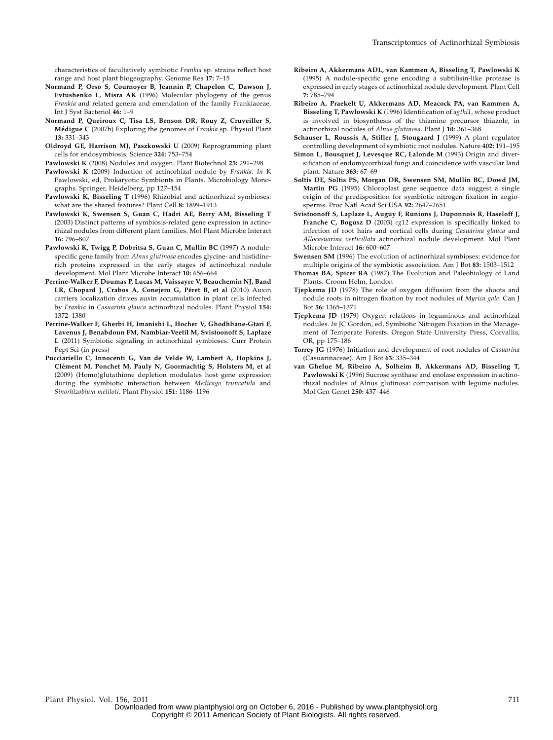characteristics of facultatively symbiotic *Frankia* sp. strains reflect host range and host plant biogeography. Genome Res **17:** 7–15

**Normand P, Orso S, Cournoyer B, Jeannin P, Chapelon C, Dawson J, Evtushenko L, Misra AK** (1996) Molecular phylogeny of the genus *Frankia* and related genera and emendation of the family Frankiaceae. Int J Syst Bacteriol **46:** 1–9

**Normand P, Queiroux C, Tisa LS, Benson DR, Rouy Z, Cruveiller S, Médigue C** (2007b) Exploring the genomes of *Frankia* sp. Physiol Plant **13:** 331–343

**Oldroyd GE, Harrison MJ, Paszkowski U** (2009) Reprogramming plant cells for endosymbiosis. Science **324:** 753–754

**Pawlowski K** (2008) Nodules and oxygen. Plant Biotechnol **25:** 291–298

**Pawlowski K** (2009) Induction of actinorhizal nodule by *Frankia*. *In* K Pawlowski, ed, Prokaryotic Symbionts in Plants. Microbiology Monographs. Springer, Heidelberg, pp 127–154

**Pawlowski K, Bisseling T** (1996) Rhizobial and actinorhizal symbioses: what are the shared features? Plant Cell **8:** 1899–1913

**Pawlowski K, Swensen S, Guan C, Hadri AE, Berry AM, Bisseling T** (2003) Distinct patterns of symbiosis-related gene expression in actinorhizal nodules from different plant families. Mol Plant Microbe Interact **16:** 796–807

**Pawlowski K, Twigg P, Dobritsa S, Guan C, Mullin BC** (1997) A nodule-specific gene family from *Alnus glutinosa* encodes glycine- and histidine-rich proteins expressed in the early stages of actinorhizal nodule development. Mol Plant Microbe Interact **10:** 656–664

**Perrine-Walker F, Doumas P, Lucas M, Vaissayre V, Beauchemin NJ, Band LR, Chopard J, Crabos A, Conejero G, Péret B, et al** (2010) Auxin carriers localization drives auxin accumulation in plant cells infected by *Frankia* in *Casuarina glauca* actinorhizal nodules. Plant Physiol **154:** 1372–1380

**Perrine-Walker F, Gherbi H, Imanishi L, Hocher V, Ghodhbane-Gtari F, Lavenus J, Benabdoun FM, Nambiar-Veetil M, Svistoonoff S, Laplaze L** (2011) Symbiotic signaling in actinorhizal symbioses. Curr Protein Pept Sci (in press)

**Pucciariello C, Innocenti G, Van de Velde W, Lambert A, Hopkins J, Clément M, Ponchet M, Pauly N, Goormachtig S, Holsters M, et al** (2009) (Homo)glutathione depletion modulates host gene expression during the symbiotic interaction between *Medicago truncatula* and *Sinorhizobium meliloti*. Plant Physiol **151:** 1186–1196

**Ribeiro A, Akkermans ADL, van Kammen A, Bisseling T, Pawlowski K** (1995) A nodule-specific gene encoding a subtilisin-like protease is expressed in early stages of actinorhizal nodule development. Plant Cell **7:** 785–794

**Ribeiro A, Praekelt U, Akkermans AD, Meacock PA, van Kammen A, Bisseling T, Pawlowski K** (1996) Identification of *agthi1*, whose product is involved in biosynthesis of the thiamine precursor thiazole, in actinorhizal nodules of *Alnus glutinosa*. Plant J **10:** 361–368

**Schauser L, Roussis A, Stiller J, Stougaard J** (1999) A plant regulator controlling development of symbiotic root nodules. Nature **402:** 191–195

**Simon L, Bousquet J, Levesque RC, Lalonde M** (1993) Origin and diversification of endomycorrhizal fungi and coincidence with vascular land plant. Nature **363:** 67–69

**Soltis DE, Soltis PS, Morgan DR, Swensen SM, Mullin BC, Dowd JM, Martin PG** (1995) Chloroplast gene sequence data suggest a single origin of the predisposition for symbiotic nitrogen fixation in angiosperms. Proc Natl Acad Sci USA **92:** 2647–2651

**Svistoonoff S, Laplaze L, Auguy F, Runions J, Duponnois R, Haseloff J, Franche C, Bogusz D** (2003) *cg12* expression is specifically linked to infection of root hairs and cortical cells during *Casuarina glauca* and *Allocasuarina verticillata* actinorhizal nodule development. Mol Plant Microbe Interact **16:** 600–607

**Swensen SM** (1996) The evolution of actinorhizal symbioses: evidence for multiple origins of the symbiotic association. Am J Bot **83:** 1503–1512

**Thomas BA, Spicer RA** (1987) The Evolution and Paleobiology of Land Plants. Croom Helm, London

**Tjepkema JD** (1978) The role of oxygen diffusion from the shoots and nodule roots in nitrogen fixation by root nodules of *Myrica gale*. Can J Bot **56:** 1365–1371

**Tjepkema JD** (1979) Oxygen relations in leguminous and actinorhizal nodules. *In* JC Gordon, ed, Symbiotic Nitrogen Fixation in the Management of Temperate Forests. Oregon State University Press, Corvallis, OR, pp 175–186

**Torrey JG** (1976) Initiation and development of root nodules of *Casuarina* (Casuarinaceae). Am J Bot **63:** 335–344

**van Ghelue M, Ribeiro A, Solheim B, Akkermans AD, Bisseling T, Pawlowski K** (1996) Sucrose synthase and enolase expression in actinorhizal nodules of Alnus glutinosa: comparison with legume nodules. Mol Gen Genet **250:** 437–446